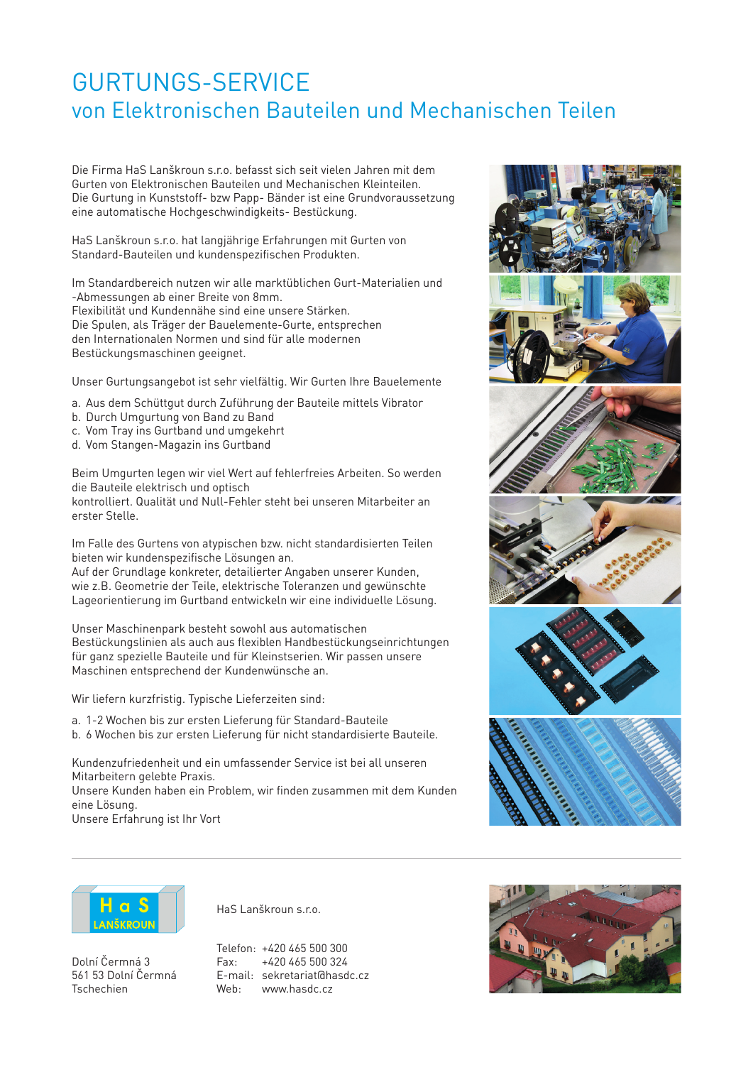# GURTUNGS-SERVICE

## von Elektronischen Bauteilen und Mechanischen Teilen

Die Firma HaS Lanškroun s.r.o. befasst sich seit vielen Jahren mit dem Gurten von Elektronischen Bauteilen und Mechanischen Kleinteilen.
Die Gurtung in Kunststoff- bzw Papp- Bänder ist eine Grundvoraussetzung eine automatische Hochgeschwindigkeits- Bestückung.

HaS Lanškroun s.r.o. hat langjährige Erfahrungen mit Gurten von Standard-Bauteilen und kundenspezifischen Produkten.

Im Standardbereich nutzen wir alle marktüblichen Gurt-Materialien und -Abmessungen ab einer Breite von 8mm.
Flexibilität und Kundennähe sind eine unsere Stärken.
Die Spulen, als Träger der Bauelemente-Gurte, entsprechen den Internationalen Normen und sind für alle modernen Bestückungsmaschinen geeignet.

Unser Gurtungsangebot ist sehr vielfältig. Wir Gurten Ihre Bauelemente

a. Aus dem Schüttgut durch Zuführung der Bauteile mittels Vibrator
b. Durch Umgurtung von Band zu Band
c. Vom Tray ins Gurtband und umgekehrt
d. Vom Stangen-Magazin ins Gurtband

Beim Umgurten legen wir viel Wert auf fehlerfreies Arbeiten. So werden die Bauteile elektrisch und optisch
kontrolliert. Qualität und Null-Fehler steht bei unseren Mitarbeiter an erster Stelle.

Im Falle des Gurtens von atypischen bzw. nicht standardisierten Teilen bieten wir kundenspezifische Lösungen an.
Auf der Grundlage konkreter, detaillierter Angaben unserer Kunden, wie z.B. Geometrie der Teile, elektrische Toleranzen und gewünschte Lageorientierung im Gurtband entwickeln wir eine individuelle Lösung.

Unser Maschinenpark besteht sowohl aus automatischen Bestückungslinien als auch aus flexiblen Handbestückungseinrichtungen für ganz spezielle Bauteile und für Kleinstserien. Wir passen unsere Maschinen entsprechend der Kundenwünsche an.

Wir liefern kurzfristig. Typische Lieferzeiten sind:

a. 1-2 Wochen bis zur ersten Lieferung für Standard-Bauteile
b. 6 Wochen bis zur ersten Lieferung für nicht standardisierte Bauteile.

Kundenzufriedenheit und ein umfassender Service ist bei all unseren Mitarbeitern gelebte Praxis.
Unsere Kunden haben ein Problem, wir finden zusammen mit dem Kunden eine Lösung.
Unsere Erfahrung ist Ihr Vort

---

HaS LANŠKROUN

Dolní Čermná 3
561 53 Dolní Čermná
Tschechien

HaS Lanškroun s.r.o.

Telefon: +420 465 500 300
Fax: +420 465 500 324
E-mail: sekretariat@hasdc.cz
Web: www.hasdc.cz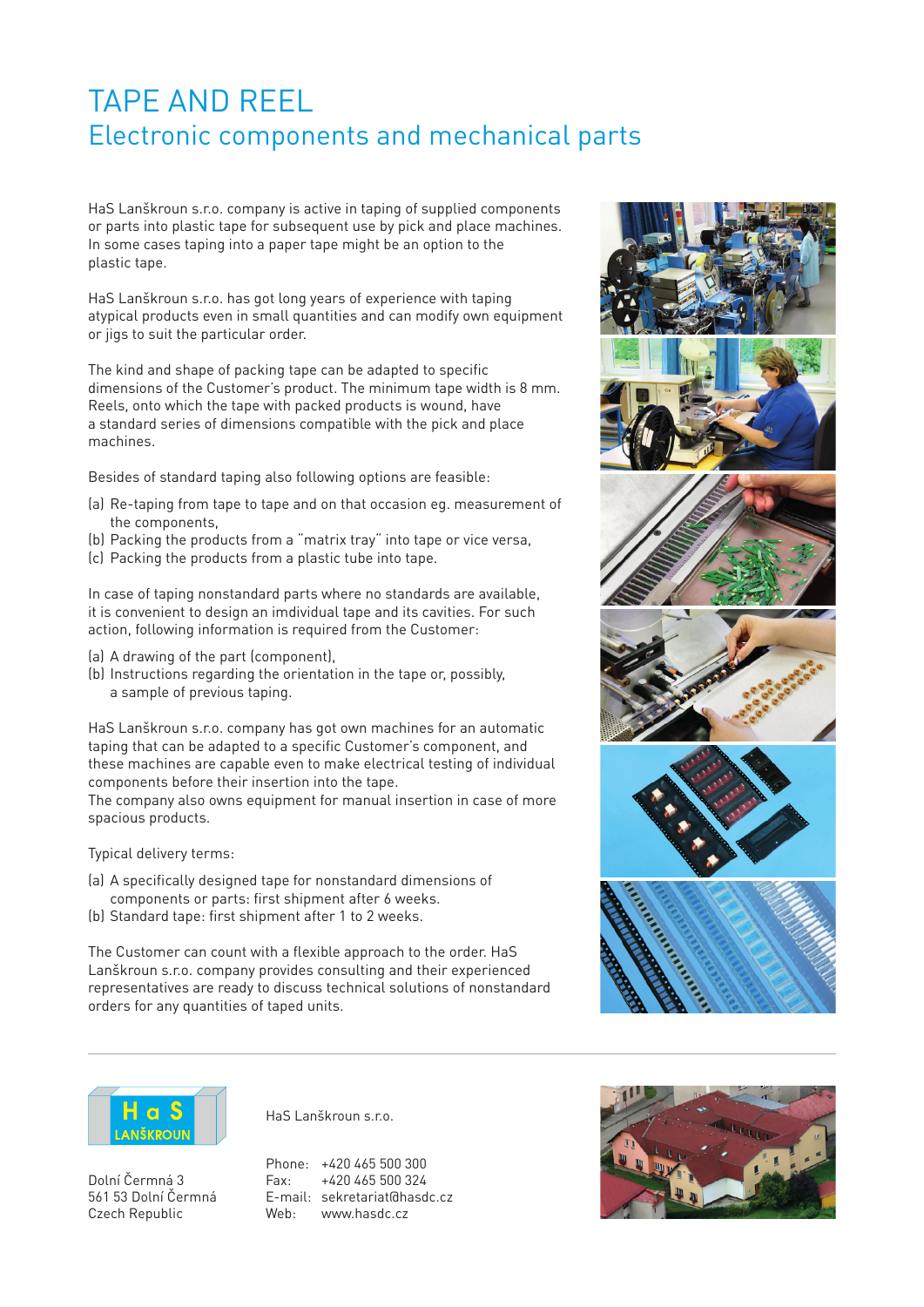# TAPE AND REEL

## Electronic components and mechanical parts

HaS Lanškroun s.r.o. company is active in taping of supplied components or parts into plastic tape for subsequent use by pick and place machines. In some cases taping into a paper tape might be an option to the plastic tape.

HaS Lanškroun s.r.o. has got long years of experience with taping atypical products even in small quantities and can modify own equipment or jigs to suit the particular order.

The kind and shape of packing tape can be adapted to specific dimensions of the Customer's product. The minimum tape width is 8 mm. Reels, onto which the tape with packed products is wound, have a standard series of dimensions compatible with the pick and place machines.

Besides of standard taping also following options are feasible:

(a) Re-taping from tape to tape and on that occasion eg. measurement of the components,
(b) Packing the products from a "matrix tray" into tape or vice versa,
(c) Packing the products from a plastic tube into tape.

In case of taping nonstandard parts where no standards are available, it is convenient to design an imdividual tape and its cavities. For such action, following information is required from the Customer:

(a) A drawing of the part (component),
(b) Instructions regarding the orientation in the tape or, possibly, a sample of previous taping.

HaS Lanškroun s.r.o. company has got own machines for an automatic taping that can be adapted to a specific Customer's component, and these machines are capable even to make electrical testing of individual components before their insertion into the tape.
The company also owns equipment for manual insertion in case of more spacious products.

Typical delivery terms:

(a) A specifically designed tape for nonstandard dimensions of components or parts: first shipment after 6 weeks.
(b) Standard tape: first shipment after 1 to 2 weeks.

The Customer can count with a flexible approach to the order. HaS Lanškroun s.r.o. company provides consulting and their experienced representatives are ready to discuss technical solutions of nonstandard orders for any quantities of taped units.

---

HaS LANŠKROUN

Dolní Čermná 3
561 53 Dolní Čermná
Czech Republic

HaS Lanškroun s.r.o.

Phone: +420 465 500 300
Fax: +420 465 500 324
E-mail: sekretariat@hasdc.cz
Web: www.hasdc.cz